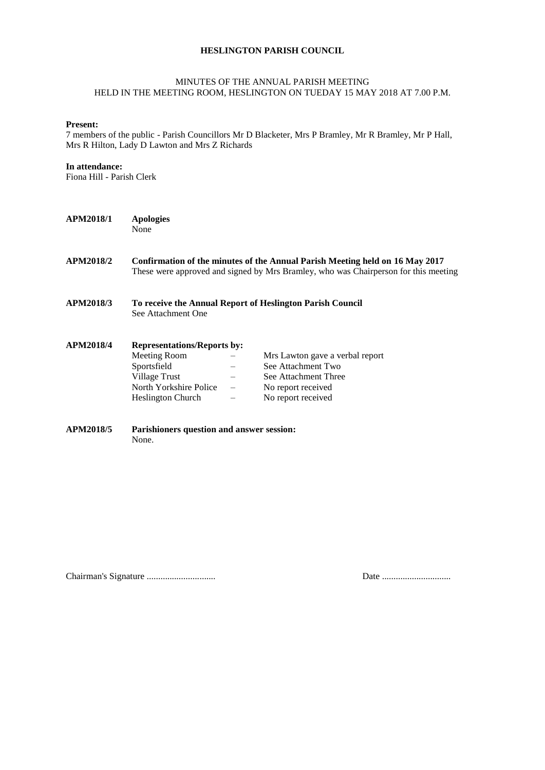# HESLINGTON PARISH COUNCIL

MINUTES OF THE ANNUAL PARISH MEETING
HELD IN THE MEETING ROOM, HESLINGTON ON TUEDAY 15 MAY 2018 AT 7.00 P.M.

**Present:**
7 members of the public - Parish Councillors Mr D Blacketer, Mrs P Bramley, Mr R Bramley, Mr P Hall, Mrs R Hilton, Lady D Lawton and Mrs Z Richards

**In attendance:**
Fiona Hill - Parish Clerk

**APM2018/1** **Apologies**
None

**APM2018/2** **Confirmation of the minutes of the Annual Parish Meeting held on 16 May 2017**
These were approved and signed by Mrs Bramley, who was Chairperson for this meeting

**APM2018/3** **To receive the Annual Report of Heslington Parish Council**
See Attachment One

**APM2018/4** **Representations/Reports by:**

| | | |
|---|---|---|
| Meeting Room | – | Mrs Lawton gave a verbal report |
| Sportsfield | – | See Attachment Two |
| Village Trust | – | See Attachment Three |
| North Yorkshire Police | – | No report received |
| Heslington Church | – | No report received |

**APM2018/5** **Parishioners question and answer session:**
None.

Chairman's Signature ............................. Date .............................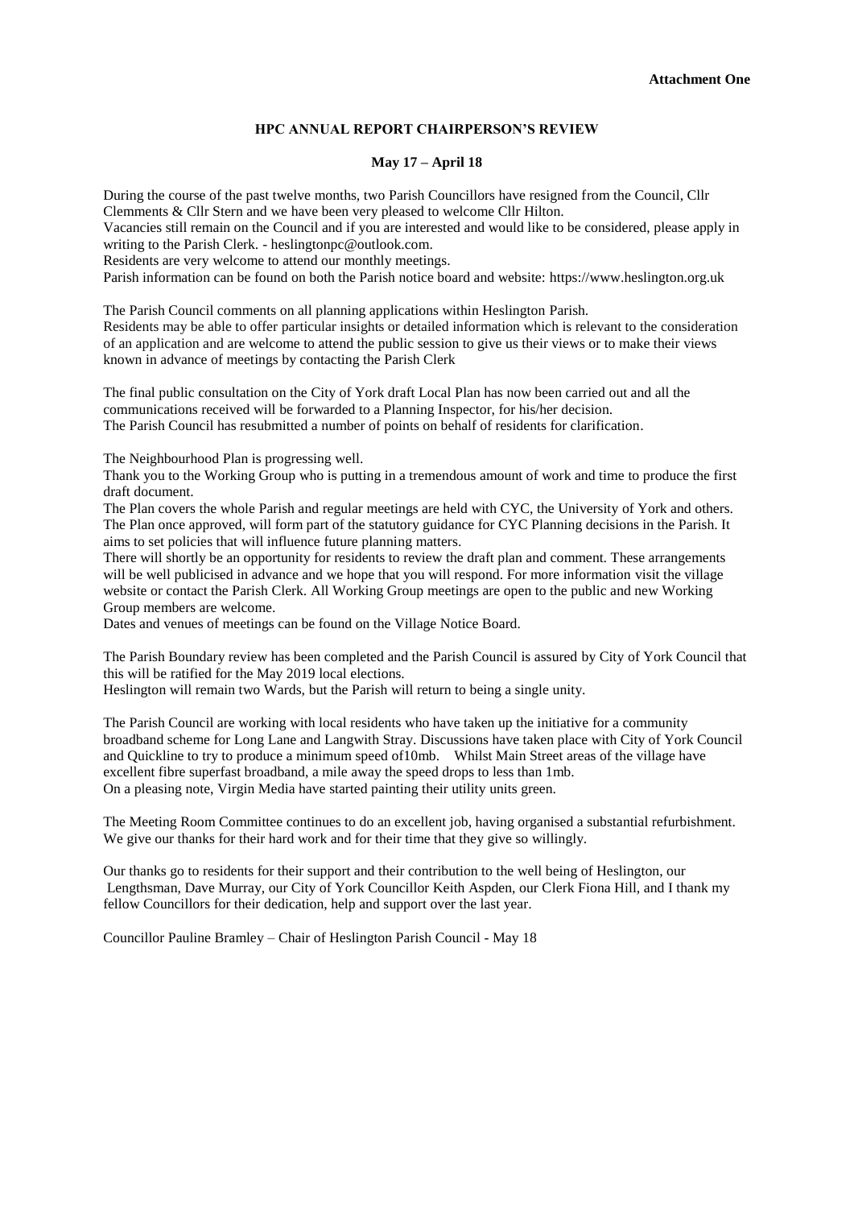**Attachment One**

## HPC ANNUAL REPORT CHAIRPERSON'S REVIEW

**May 17 – April 18**

During the course of the past twelve months, two Parish Councillors have resigned from the Council, Cllr Clemments & Cllr Stern and we have been very pleased to welcome Cllr Hilton.
Vacancies still remain on the Council and if you are interested and would like to be considered, please apply in writing to the Parish Clerk. - heslingtonpc@outlook.com.
Residents are very welcome to attend our monthly meetings.
Parish information can be found on both the Parish notice board and website: https://www.heslington.org.uk

The Parish Council comments on all planning applications within Heslington Parish.
Residents may be able to offer particular insights or detailed information which is relevant to the consideration of an application and are welcome to attend the public session to give us their views or to make their views known in advance of meetings by contacting the Parish Clerk

The final public consultation on the City of York draft Local Plan has now been carried out and all the communications received will be forwarded to a Planning Inspector, for his/her decision.
The Parish Council has resubmitted a number of points on behalf of residents for clarification.

The Neighbourhood Plan is progressing well.
Thank you to the Working Group who is putting in a tremendous amount of work and time to produce the first draft document.
The Plan covers the whole Parish and regular meetings are held with CYC, the University of York and others.
The Plan once approved, will form part of the statutory guidance for CYC Planning decisions in the Parish. It aims to set policies that will influence future planning matters.
There will shortly be an opportunity for residents to review the draft plan and comment. These arrangements will be well publicised in advance and we hope that you will respond. For more information visit the village website or contact the Parish Clerk. All Working Group meetings are open to the public and new Working Group members are welcome.
Dates and venues of meetings can be found on the Village Notice Board.

The Parish Boundary review has been completed and the Parish Council is assured by City of York Council that this will be ratified for the May 2019 local elections.
Heslington will remain two Wards, but the Parish will return to being a single unity.

The Parish Council are working with local residents who have taken up the initiative for a community broadband scheme for Long Lane and Langwith Stray. Discussions have taken place with City of York Council and Quickline to try to produce a minimum speed of10mb. Whilst Main Street areas of the village have excellent fibre superfast broadband, a mile away the speed drops to less than 1mb.
On a pleasing note, Virgin Media have started painting their utility units green.

The Meeting Room Committee continues to do an excellent job, having organised a substantial refurbishment. We give our thanks for their hard work and for their time that they give so willingly.

Our thanks go to residents for their support and their contribution to the well being of Heslington, our Lengthsman, Dave Murray, our City of York Councillor Keith Aspden, our Clerk Fiona Hill, and I thank my fellow Councillors for their dedication, help and support over the last year.

Councillor Pauline Bramley – Chair of Heslington Parish Council - May 18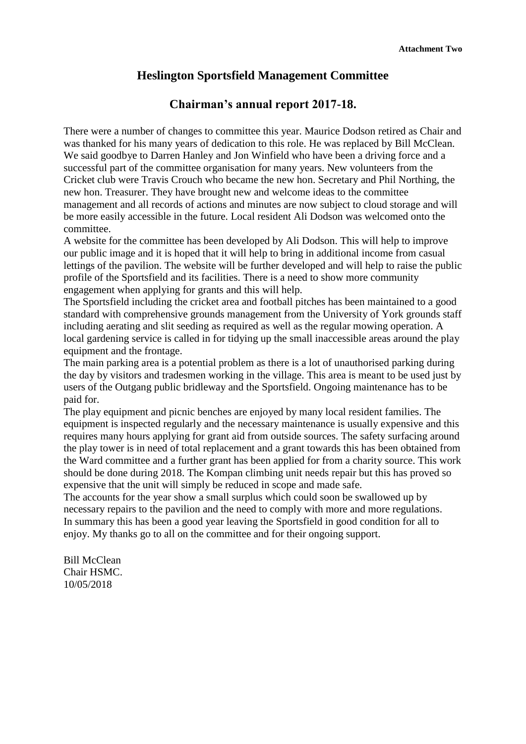**Attachment Two**

# Heslington Sportsfield Management Committee

## Chairman's annual report 2017-18.

There were a number of changes to committee this year. Maurice Dodson retired as Chair and was thanked for his many years of dedication to this role. He was replaced by Bill McClean. We said goodbye to Darren Hanley and Jon Winfield who have been a driving force and a successful part of the committee organisation for many years. New volunteers from the Cricket club were Travis Crouch who became the new hon. Secretary and Phil Northing, the new hon. Treasurer. They have brought new and welcome ideas to the committee management and all records of actions and minutes are now subject to cloud storage and will be more easily accessible in the future. Local resident Ali Dodson was welcomed onto the committee.

A website for the committee has been developed by Ali Dodson. This will help to improve our public image and it is hoped that it will help to bring in additional income from casual lettings of the pavilion. The website will be further developed and will help to raise the public profile of the Sportsfield and its facilities. There is a need to show more community engagement when applying for grants and this will help.

The Sportsfield including the cricket area and football pitches has been maintained to a good standard with comprehensive grounds management from the University of York grounds staff including aerating and slit seeding as required as well as the regular mowing operation. A local gardening service is called in for tidying up the small inaccessible areas around the play equipment and the frontage.

The main parking area is a potential problem as there is a lot of unauthorised parking during the day by visitors and tradesmen working in the village. This area is meant to be used just by users of the Outgang public bridleway and the Sportsfield. Ongoing maintenance has to be paid for.

The play equipment and picnic benches are enjoyed by many local resident families. The equipment is inspected regularly and the necessary maintenance is usually expensive and this requires many hours applying for grant aid from outside sources. The safety surfacing around the play tower is in need of total replacement and a grant towards this has been obtained from the Ward committee and a further grant has been applied for from a charity source. This work should be done during 2018. The Kompan climbing unit needs repair but this has proved so expensive that the unit will simply be reduced in scope and made safe.

The accounts for the year show a small surplus which could soon be swallowed up by necessary repairs to the pavilion and the need to comply with more and more regulations.

In summary this has been a good year leaving the Sportsfield in good condition for all to enjoy. My thanks go to all on the committee and for their ongoing support.

Bill McClean
Chair HSMC.
10/05/2018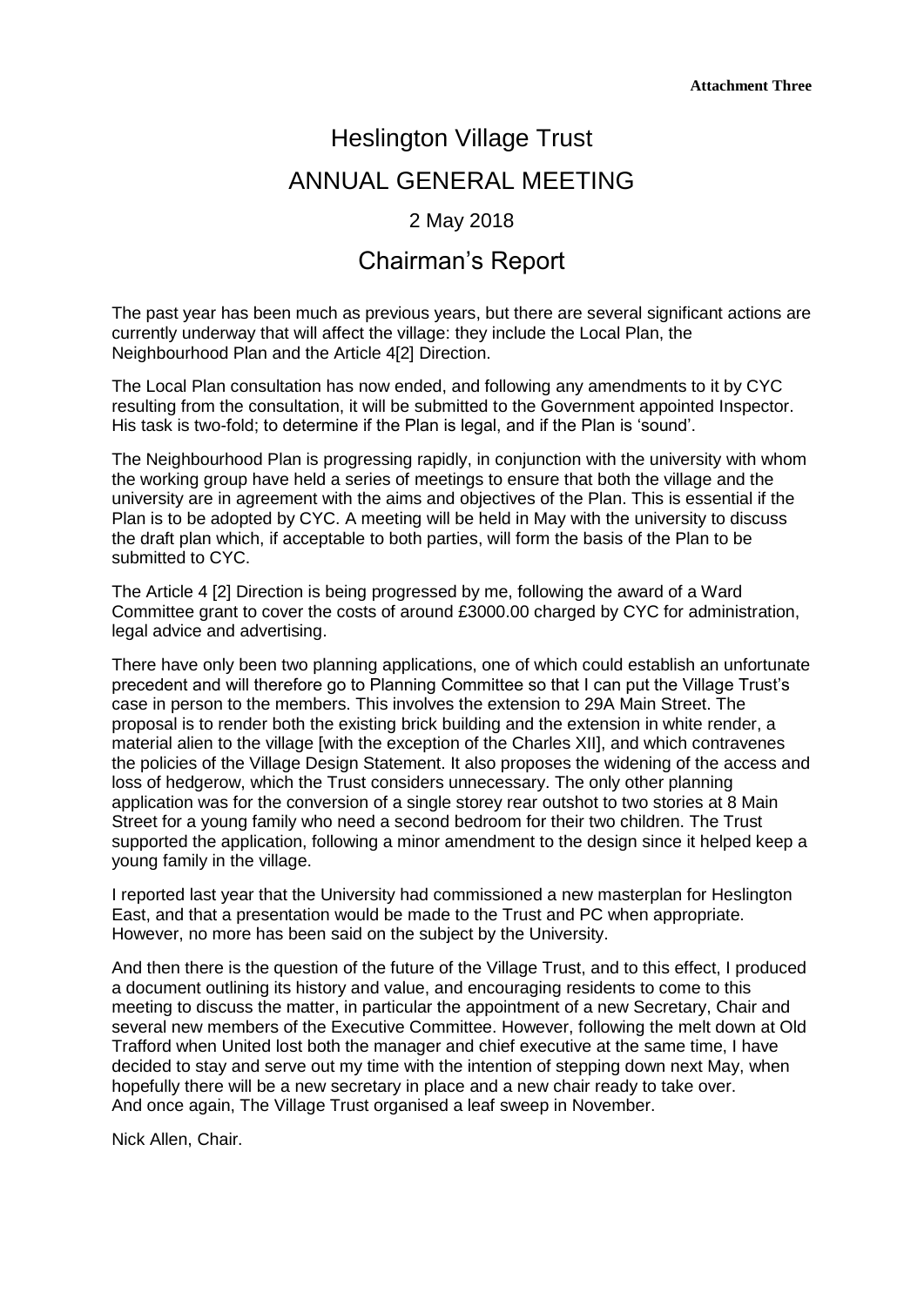**Attachment Three**

# Heslington Village Trust

# ANNUAL GENERAL MEETING

2 May 2018

## Chairman's Report

The past year has been much as previous years, but there are several significant actions are currently underway that will affect the village: they include the Local Plan, the Neighbourhood Plan and the Article 4[2] Direction.

The Local Plan consultation has now ended, and following any amendments to it by CYC resulting from the consultation, it will be submitted to the Government appointed Inspector. His task is two-fold; to determine if the Plan is legal, and if the Plan is 'sound'.

The Neighbourhood Plan is progressing rapidly, in conjunction with the university with whom the working group have held a series of meetings to ensure that both the village and the university are in agreement with the aims and objectives of the Plan. This is essential if the Plan is to be adopted by CYC. A meeting will be held in May with the university to discuss the draft plan which, if acceptable to both parties, will form the basis of the Plan to be submitted to CYC.

The Article 4 [2] Direction is being progressed by me, following the award of a Ward Committee grant to cover the costs of around £3000.00 charged by CYC for administration, legal advice and advertising.

There have only been two planning applications, one of which could establish an unfortunate precedent and will therefore go to Planning Committee so that I can put the Village Trust's case in person to the members. This involves the extension to 29A Main Street. The proposal is to render both the existing brick building and the extension in white render, a material alien to the village [with the exception of the Charles XII], and which contravenes the policies of the Village Design Statement. It also proposes the widening of the access and loss of hedgerow, which the Trust considers unnecessary. The only other planning application was for the conversion of a single storey rear outshot to two stories at 8 Main Street for a young family who need a second bedroom for their two children. The Trust supported the application, following a minor amendment to the design since it helped keep a young family in the village.

I reported last year that the University had commissioned a new masterplan for Heslington East, and that a presentation would be made to the Trust and PC when appropriate. However, no more has been said on the subject by the University.

And then there is the question of the future of the Village Trust, and to this effect, I produced a document outlining its history and value, and encouraging residents to come to this meeting to discuss the matter, in particular the appointment of a new Secretary, Chair and several new members of the Executive Committee. However, following the melt down at Old Trafford when United lost both the manager and chief executive at the same time, I have decided to stay and serve out my time with the intention of stepping down next May, when hopefully there will be a new secretary in place and a new chair ready to take over.
And once again, The Village Trust organised a leaf sweep in November.

Nick Allen, Chair.